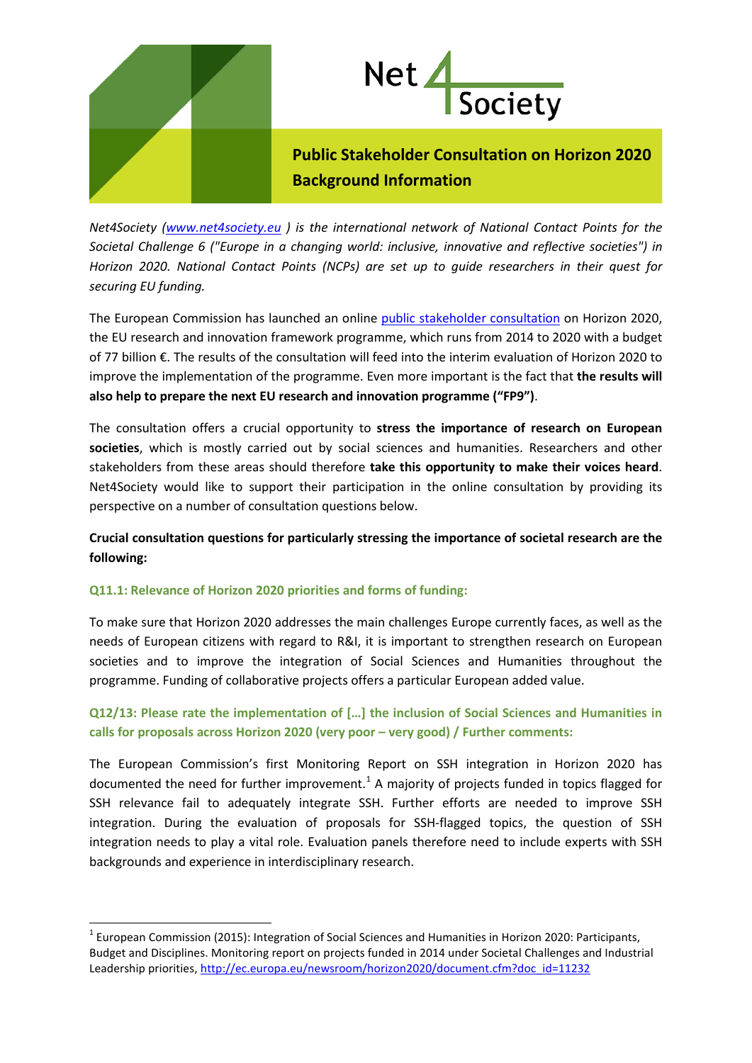Net4Society

# Public Stakeholder Consultation on Horizon 2020 Background Information

*Net4Society (www.net4society.eu ) is the international network of National Contact Points for the Societal Challenge 6 ("Europe in a changing world: inclusive, innovative and reflective societies") in Horizon 2020. National Contact Points (NCPs) are set up to guide researchers in their quest for securing EU funding.*

The European Commission has launched an online public stakeholder consultation on Horizon 2020, the EU research and innovation framework programme, which runs from 2014 to 2020 with a budget of 77 billion €. The results of the consultation will feed into the interim evaluation of Horizon 2020 to improve the implementation of the programme. Even more important is the fact that **the results will also help to prepare the next EU research and innovation programme ("FP9")**.

The consultation offers a crucial opportunity to **stress the importance of research on European societies**, which is mostly carried out by social sciences and humanities. Researchers and other stakeholders from these areas should therefore **take this opportunity to make their voices heard**. Net4Society would like to support their participation in the online consultation by providing its perspective on a number of consultation questions below.

**Crucial consultation questions for particularly stressing the importance of societal research are the following:**

### Q11.1: Relevance of Horizon 2020 priorities and forms of funding:

To make sure that Horizon 2020 addresses the main challenges Europe currently faces, as well as the needs of European citizens with regard to R&I, it is important to strengthen research on European societies and to improve the integration of Social Sciences and Humanities throughout the programme. Funding of collaborative projects offers a particular European added value.

### Q12/13: Please rate the implementation of […] the inclusion of Social Sciences and Humanities in calls for proposals across Horizon 2020 (very poor – very good) / Further comments:

The European Commission's first Monitoring Report on SSH integration in Horizon 2020 has documented the need for further improvement.[1] A majority of projects funded in topics flagged for SSH relevance fail to adequately integrate SSH. Further efforts are needed to improve SSH integration. During the evaluation of proposals for SSH-flagged topics, the question of SSH integration needs to play a vital role. Evaluation panels therefore need to include experts with SSH backgrounds and experience in interdisciplinary research.

---

[1] European Commission (2015): Integration of Social Sciences and Humanities in Horizon 2020: Participants, Budget and Disciplines. Monitoring report on projects funded in 2014 under Societal Challenges and Industrial Leadership priorities, http://ec.europa.eu/newsroom/horizon2020/document.cfm?doc_id=11232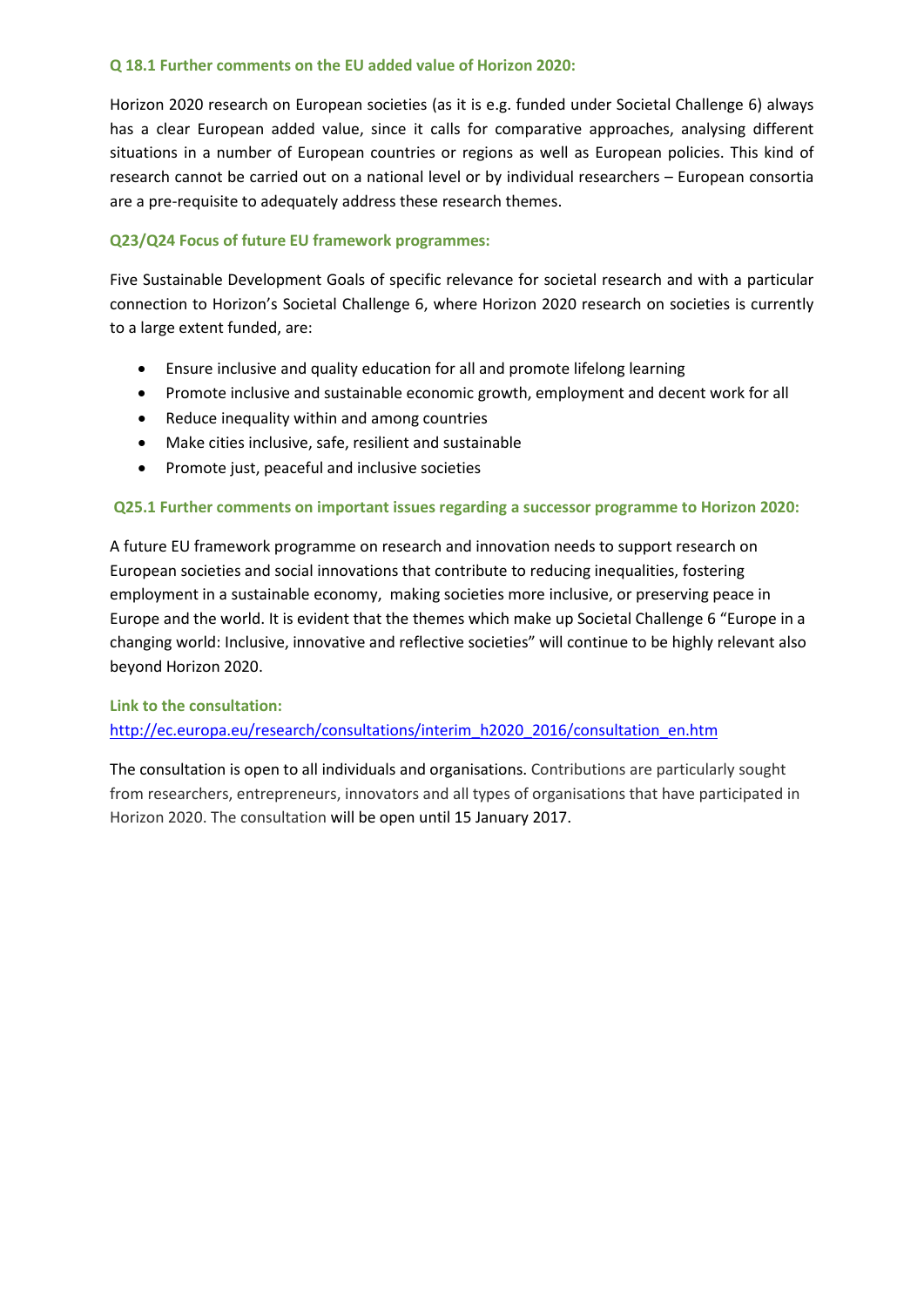**Q 18.1 Further comments on the EU added value of Horizon 2020:**

Horizon 2020 research on European societies (as it is e.g. funded under Societal Challenge 6) always has a clear European added value, since it calls for comparative approaches, analysing different situations in a number of European countries or regions as well as European policies. This kind of research cannot be carried out on a national level or by individual researchers – European consortia are a pre-requisite to adequately address these research themes.

**Q23/Q24 Focus of future EU framework programmes:**

Five Sustainable Development Goals of specific relevance for societal research and with a particular connection to Horizon's Societal Challenge 6, where Horizon 2020 research on societies is currently to a large extent funded, are:

- Ensure inclusive and quality education for all and promote lifelong learning
- Promote inclusive and sustainable economic growth, employment and decent work for all
- Reduce inequality within and among countries
- Make cities inclusive, safe, resilient and sustainable
- Promote just, peaceful and inclusive societies

**Q25.1 Further comments on important issues regarding a successor programme to Horizon 2020:**

A future EU framework programme on research and innovation needs to support research on European societies and social innovations that contribute to reducing inequalities, fostering employment in a sustainable economy, making societies more inclusive, or preserving peace in Europe and the world. It is evident that the themes which make up Societal Challenge 6 "Europe in a changing world: Inclusive, innovative and reflective societies" will continue to be highly relevant also beyond Horizon 2020.

**Link to the consultation:**
http://ec.europa.eu/research/consultations/interim_h2020_2016/consultation_en.htm

The consultation is open to all individuals and organisations. Contributions are particularly sought from researchers, entrepreneurs, innovators and all types of organisations that have participated in Horizon 2020. The consultation will be open until 15 January 2017.